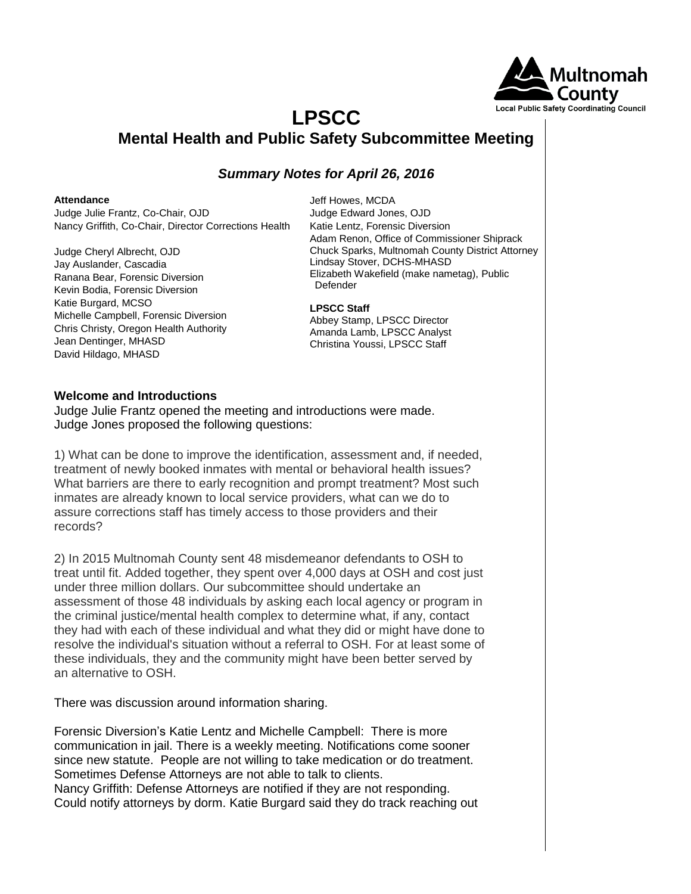# LPSCC

## Mental Health and Public Safety Subcommittee Meeting

### *Summary Notes for April 26, 2016*

**Attendance**

Judge Julie Frantz, Co-Chair, OJD
Nancy Griffith, Co-Chair, Director Corrections Health

Judge Cheryl Albrecht, OJD
Jay Auslander, Cascadia
Ranana Bear, Forensic Diversion
Kevin Bodia, Forensic Diversion
Katie Burgard, MCSO
Michelle Campbell, Forensic Diversion
Chris Christy, Oregon Health Authority
Jean Dentinger, MHASD
David Hildago, MHASD
Jeff Howes, MCDA
Judge Edward Jones, OJD
Katie Lentz, Forensic Diversion
Adam Renon, Office of Commissioner Shiprack
Chuck Sparks, Multnomah County District Attorney
Lindsay Stover, DCHS-MHASD
Elizabeth Wakefield (make nametag), Public Defender

**LPSCC Staff**

Abbey Stamp, LPSCC Director
Amanda Lamb, LPSCC Analyst
Christina Youssi, LPSCC Staff

**Welcome and Introductions**

Judge Julie Frantz opened the meeting and introductions were made.
Judge Jones proposed the following questions:

1) What can be done to improve the identification, assessment and, if needed, treatment of newly booked inmates with mental or behavioral health issues? What barriers are there to early recognition and prompt treatment? Most such inmates are already known to local service providers, what can we do to assure corrections staff has timely access to those providers and their records?

2) In 2015 Multnomah County sent 48 misdemeanor defendants to OSH to treat until fit. Added together, they spent over 4,000 days at OSH and cost just under three million dollars. Our subcommittee should undertake an assessment of those 48 individuals by asking each local agency or program in the criminal justice/mental health complex to determine what, if any, contact they had with each of these individual and what they did or might have done to resolve the individual's situation without a referral to OSH. For at least some of these individuals, they and the community might have been better served by an alternative to OSH.

There was discussion around information sharing.

Forensic Diversion's Katie Lentz and Michelle Campbell: There is more communication in jail. There is a weekly meeting. Notifications come sooner since new statute. People are not willing to take medication or do treatment. Sometimes Defense Attorneys are not able to talk to clients.
Nancy Griffith: Defense Attorneys are notified if they are not responding. Could notify attorneys by dorm. Katie Burgard said they do track reaching out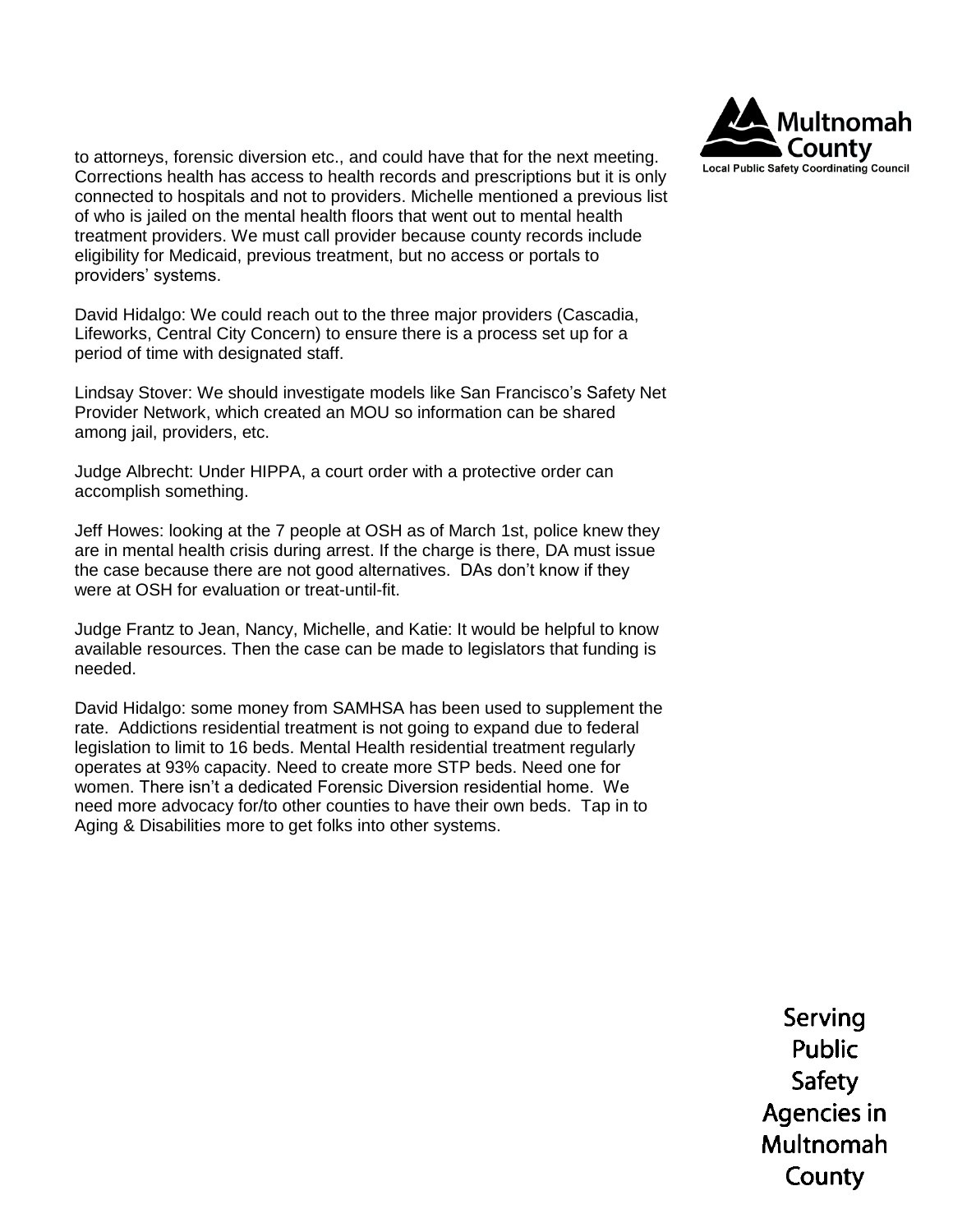to attorneys, forensic diversion etc., and could have that for the next meeting. Corrections health has access to health records and prescriptions but it is only connected to hospitals and not to providers. Michelle mentioned a previous list of who is jailed on the mental health floors that went out to mental health treatment providers. We must call provider because county records include eligibility for Medicaid, previous treatment, but no access or portals to providers' systems.

David Hidalgo: We could reach out to the three major providers (Cascadia, Lifeworks, Central City Concern) to ensure there is a process set up for a period of time with designated staff.

Lindsay Stover: We should investigate models like San Francisco's Safety Net Provider Network, which created an MOU so information can be shared among jail, providers, etc.

Judge Albrecht: Under HIPPA, a court order with a protective order can accomplish something.

Jeff Howes: looking at the 7 people at OSH as of March 1st, police knew they are in mental health crisis during arrest. If the charge is there, DA must issue the case because there are not good alternatives. DAs don't know if they were at OSH for evaluation or treat-until-fit.

Judge Frantz to Jean, Nancy, Michelle, and Katie: It would be helpful to know available resources. Then the case can be made to legislators that funding is needed.

David Hidalgo: some money from SAMHSA has been used to supplement the rate. Addictions residential treatment is not going to expand due to federal legislation to limit to 16 beds. Mental Health residential treatment regularly operates at 93% capacity. Need to create more STP beds. Need one for women. There isn't a dedicated Forensic Diversion residential home. We need more advocacy for/to other counties to have their own beds. Tap in to Aging & Disabilities more to get folks into other systems.